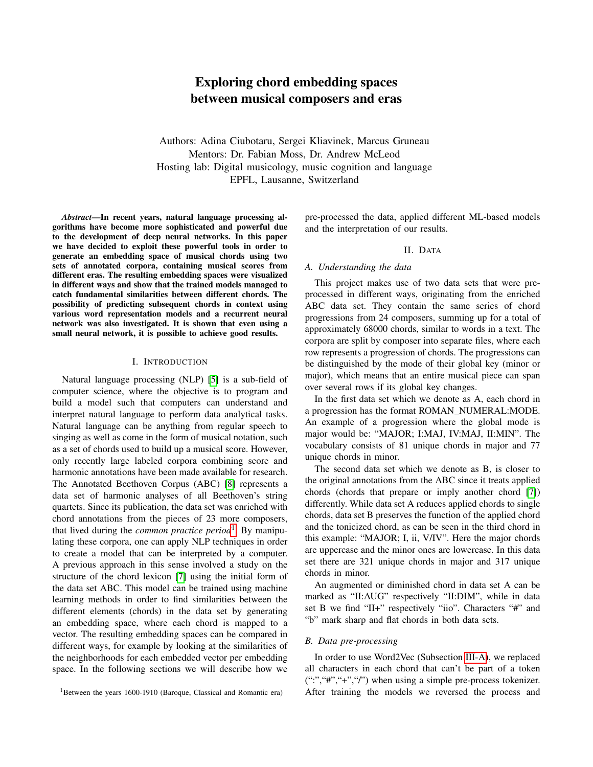# Exploring chord embedding spaces between musical composers and eras

Authors: Adina Ciubotaru, Sergei Kliavinek, Marcus Gruneau
Mentors: Dr. Fabian Moss, Dr. Andrew McLeod
Hosting lab: Digital musicology, music cognition and language
EPFL, Lausanne, Switzerland

***Abstract*—In recent years, natural language processing algorithms have become more sophisticated and powerful due to the development of deep neural networks. In this paper we have decided to exploit these powerful tools in order to generate an embedding space of musical chords using two sets of annotated corpora, containing musical scores from different eras. The resulting embedding spaces were visualized in different ways and show that the trained models managed to catch fundamental similarities between different chords. The possibility of predicting subsequent chords in context using various word representation models and a recurrent neural network was also investigated. It is shown that even using a small neural network, it is possible to achieve good results.**

## I. Introduction

Natural language processing (NLP) [5] is a sub-field of computer science, where the objective is to program and build a model such that computers can understand and interpret natural language to perform data analytical tasks. Natural language can be anything from regular speech to singing as well as come in the form of musical notation, such as a set of chords used to build up a musical score. However, only recently large labeled corpora combining score and harmonic annotations have been made available for research. The Annotated Beethoven Corpus (ABC) [8] represents a data set of harmonic analyses of all Beethoven's string quartets. Since its publication, the data set was enriched with chord annotations from the pieces of 23 more composers, that lived during the *common practice period*[1]. By manipulating these corpora, one can apply NLP techniques in order to create a model that can be interpreted by a computer. A previous approach in this sense involved a study on the structure of the chord lexicon [7] using the initial form of the data set ABC. This model can be trained using machine learning methods in order to find similarities between the different elements (chords) in the data set by generating an embedding space, where each chord is mapped to a vector. The resulting embedding spaces can be compared in different ways, for example by looking at the similarities of the neighborhoods for each embedded vector per embedding space. In the following sections we will describe how we pre-processed the data, applied different ML-based models and the interpretation of our results.

[1] Between the years 1600-1910 (Baroque, Classical and Romantic era)

## II. Data

### A. Understanding the data

This project makes use of two data sets that were pre-processed in different ways, originating from the enriched ABC data set. They contain the same series of chord progressions from 24 composers, summing up for a total of approximately 68000 chords, similar to words in a text. The corpora are split by composer into separate files, where each row represents a progression of chords. The progressions can be distinguished by the mode of their global key (minor or major), which means that an entire musical piece can span over several rows if its global key changes.

In the first data set which we denote as A, each chord in a progression has the format ROMAN_NUMERAL:MODE. An example of a progression where the global mode is major would be: "MAJOR; I:MAJ, IV:MAJ, II:MIN". The vocabulary consists of 81 unique chords in major and 77 unique chords in minor.

The second data set which we denote as B, is closer to the original annotations from the ABC since it treats applied chords (chords that prepare or imply another chord [7]) differently. While data set A reduces applied chords to single chords, data set B preserves the function of the applied chord and the tonicized chord, as can be seen in the third chord in this example: "MAJOR; I, ii, V/IV". Here the major chords are uppercase and the minor ones are lowercase. In this data set there are 321 unique chords in major and 317 unique chords in minor.

An augmented or diminished chord in data set A can be marked as "II:AUG" respectively "II:DIM", while in data set B we find "II+" respectively "iio". Characters "#" and "b" mark sharp and flat chords in both data sets.

### B. Data pre-processing

In order to use Word2Vec (Subsection III-A), we replaced all characters in each chord that can't be part of a token (":","#","+","/") when using a simple pre-process tokenizer. After training the models we reversed the process and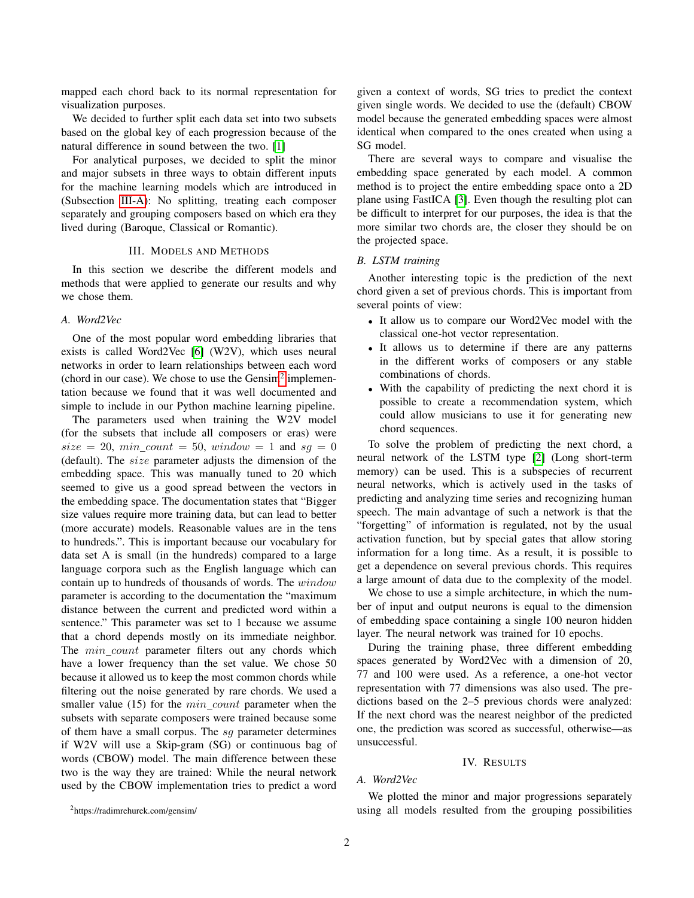mapped each chord back to its normal representation for visualization purposes.

We decided to further split each data set into two subsets based on the global key of each progression because of the natural difference in sound between the two. [1]

For analytical purposes, we decided to split the minor and major subsets in three ways to obtain different inputs for the machine learning models which are introduced in (Subsection III-A): No splitting, treating each composer separately and grouping composers based on which era they lived during (Baroque, Classical or Romantic).

## III. Models and Methods

In this section we describe the different models and methods that were applied to generate our results and why we chose them.

### A. Word2Vec

One of the most popular word embedding libraries that exists is called Word2Vec [6] (W2V), which uses neural networks in order to learn relationships between each word (chord in our case). We chose to use the Gensim[2] implementation because we found that it was well documented and simple to include in our Python machine learning pipeline.

The parameters used when training the W2V model (for the subsets that include all composers or eras) were $size = 20$, $min\_count = 50$, $window = 1$ and $sg = 0$ (default). The $size$ parameter adjusts the dimension of the embedding space. This was manually tuned to 20 which seemed to give us a good spread between the vectors in the embedding space. The documentation states that "Bigger size values require more training data, but can lead to better (more accurate) models. Reasonable values are in the tens to hundreds.". This is important because our vocabulary for data set A is small (in the hundreds) compared to a large language corpora such as the English language which can contain up to hundreds of thousands of words. The $window$ parameter is according to the documentation the "maximum distance between the current and predicted word within a sentence." This parameter was set to 1 because we assume that a chord depends mostly on its immediate neighbor. The $min\_count$ parameter filters out any chords which have a lower frequency than the set value. We chose 50 because it allowed us to keep the most common chords while filtering out the noise generated by rare chords. We used a smaller value (15) for the $min\_count$ parameter when the subsets with separate composers were trained because some of them have a small corpus. The $sg$ parameter determines if W2V will use a Skip-gram (SG) or continuous bag of words (CBOW) model. The main difference between these two is the way they are trained: While the neural network used by the CBOW implementation tries to predict a word given a context of words, SG tries to predict the context given single words. We decided to use the (default) CBOW model because the generated embedding spaces were almost identical when compared to the ones created when using a SG model.

There are several ways to compare and visualise the embedding space generated by each model. A common method is to project the entire embedding space onto a 2D plane using FastICA [3]. Even though the resulting plot can be difficult to interpret for our purposes, the idea is that the more similar two chords are, the closer they should be on the projected space.

### B. LSTM training

Another interesting topic is the prediction of the next chord given a set of previous chords. This is important from several points of view:

- It allow us to compare our Word2Vec model with the classical one-hot vector representation.
- It allows us to determine if there are any patterns in the different works of composers or any stable combinations of chords.
- With the capability of predicting the next chord it is possible to create a recommendation system, which could allow musicians to use it for generating new chord sequences.

To solve the problem of predicting the next chord, a neural network of the LSTM type [2] (Long short-term memory) can be used. This is a subspecies of recurrent neural networks, which is actively used in the tasks of predicting and analyzing time series and recognizing human speech. The main advantage of such a network is that the "forgetting" of information is regulated, not by the usual activation function, but by special gates that allow storing information for a long time. As a result, it is possible to get a dependence on several previous chords. This requires a large amount of data due to the complexity of the model.

We chose to use a simple architecture, in which the number of input and output neurons is equal to the dimension of embedding space containing a single 100 neuron hidden layer. The neural network was trained for 10 epochs.

During the training phase, three different embedding spaces generated by Word2Vec with a dimension of 20, 77 and 100 were used. As a reference, a one-hot vector representation with 77 dimensions was also used. The predictions based on the 2–5 previous chords were analyzed: If the next chord was the nearest neighbor of the predicted one, the prediction was scored as successful, otherwise—as unsuccessful.

## IV. Results

### A. Word2Vec

We plotted the minor and major progressions separately using all models resulted from the grouping possibilities

[2] https://radimrehurek.com/gensim/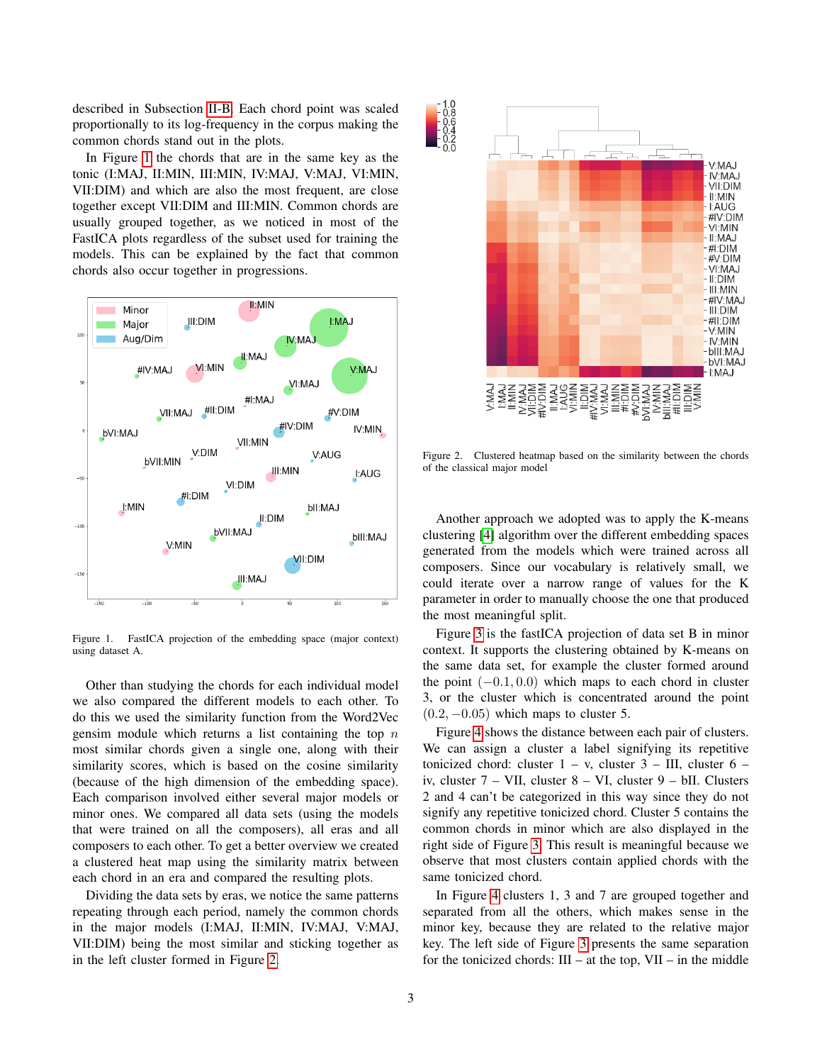described in Subsection II-B. Each chord point was scaled proportionally to its log-frequency in the corpus making the common chords stand out in the plots.

In Figure 1 the chords that are in the same key as the tonic (I:MAJ, II:MIN, III:MIN, IV:MAJ, V:MAJ, VI:MIN, VII:DIM) and which are also the most frequent, are close together except VII:DIM and III:MIN. Common chords are usually grouped together, as we noticed in most of the FastICA plots regardless of the subset used for training the models. This can be explained by the fact that common chords also occur together in progressions.

Figure 1. FastICA projection of the embedding space (major context) using dataset A.

Other than studying the chords for each individual model we also compared the different models to each other. To do this we used the similarity function from the Word2Vec gensim module which returns a list containing the top $n$ most similar chords given a single one, along with their similarity scores, which is based on the cosine similarity (because of the high dimension of the embedding space). Each comparison involved either several major models or minor ones. We compared all data sets (using the models that were trained on all the composers), all eras and all composers to each other. To get a better overview we created a clustered heat map using the similarity matrix between each chord in an era and compared the resulting plots.

Dividing the data sets by eras, we notice the same patterns repeating through each period, namely the common chords in the major models (I:MAJ, II:MIN, IV:MAJ, V:MAJ, VII:DIM) being the most similar and sticking together as in the left cluster formed in Figure 2.

Figure 2. Clustered heatmap based on the similarity between the chords of the classical major model

Another approach we adopted was to apply the K-means clustering [4] algorithm over the different embedding spaces generated from the models which were trained across all composers. Since our vocabulary is relatively small, we could iterate over a narrow range of values for the K parameter in order to manually choose the one that produced the most meaningful split.

Figure 3 is the fastICA projection of data set B in minor context. It supports the clustering obtained by K-means on the same data set, for example the cluster formed around the point $(-0.1, 0.0)$ which maps to each chord in cluster 3, or the cluster which is concentrated around the point $(0.2, -0.05)$ which maps to cluster 5.

Figure 4 shows the distance between each pair of clusters. We can assign a cluster a label signifying its repetitive tonicized chord: cluster 1 – v, cluster 3 – III, cluster 6 – iv, cluster 7 – VII, cluster 8 – VI, cluster 9 – bII. Clusters 2 and 4 can't be categorized in this way since they do not signify any repetitive tonicized chord. Cluster 5 contains the common chords in minor which are also displayed in the right side of Figure 3. This result is meaningful because we observe that most clusters contain applied chords with the same tonicized chord.

In Figure 4 clusters 1, 3 and 7 are grouped together and separated from all the others, which makes sense in the minor key, because they are related to the relative major key. The left side of Figure 3 presents the same separation for the tonicized chords: III – at the top, VII – in the middle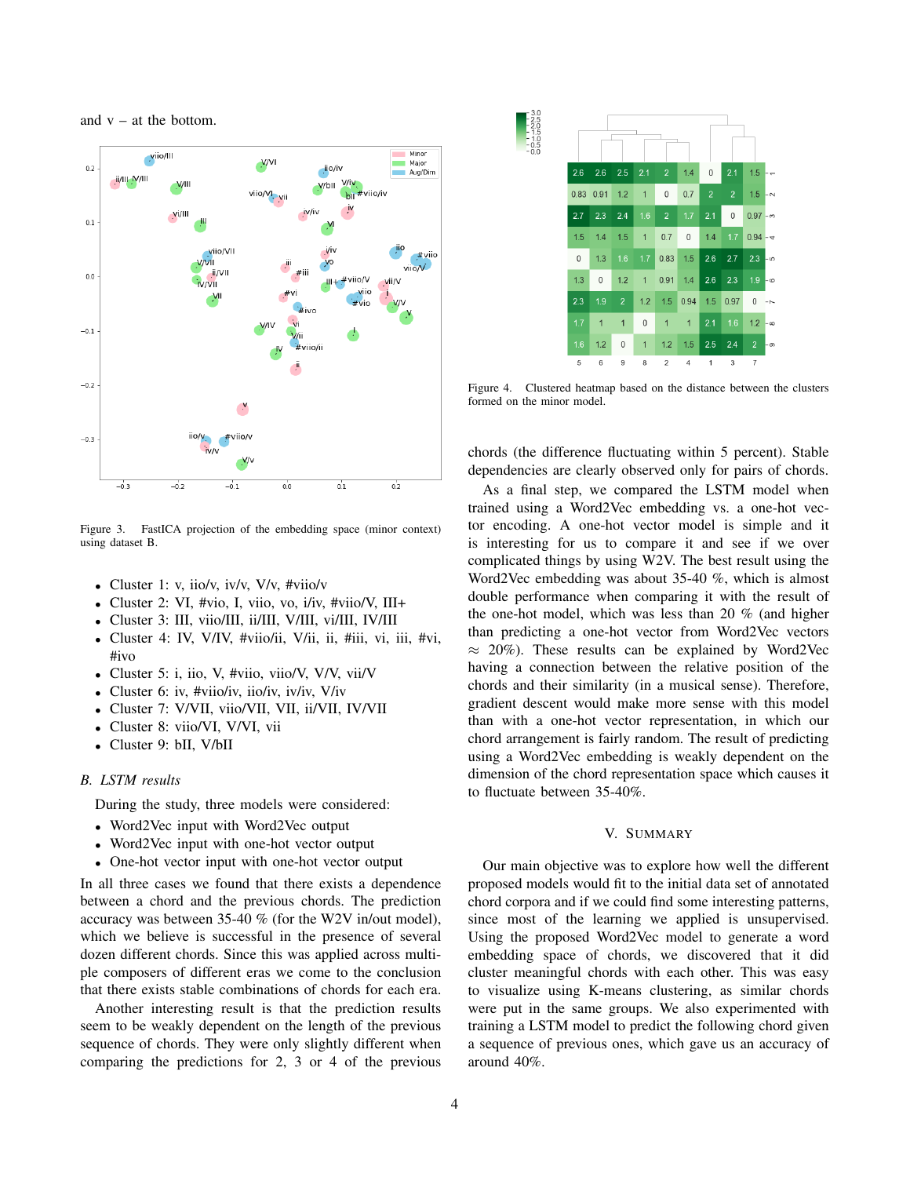and v – at the bottom.

Figure 3. FastICA projection of the embedding space (minor context) using dataset B.

- Cluster 1: v, iio/v, iv/v, V/v, #viio/v
- Cluster 2: VI, #vio, I, viio, vo, i/iv, #viio/V, III+
- Cluster 3: III, viio/III, ii/III, V/III, vi/III, IV/III
- Cluster 4: IV, V/IV, #viio/ii, V/ii, ii, #iii, vi, iii, #vi, #ivo
- Cluster 5: i, iio, V, #viio, viio/V, V/V, vii/V
- Cluster 6: iv, #viio/iv, iio/iv, iv/iv, V/iv
- Cluster 7: V/VII, viio/VII, VII, ii/VII, IV/VII
- Cluster 8: viio/VI, V/VI, vii
- Cluster 9: bII, V/bII

### B. LSTM results

During the study, three models were considered:

- Word2Vec input with Word2Vec output
- Word2Vec input with one-hot vector output
- One-hot vector input with one-hot vector output

In all three cases we found that there exists a dependence between a chord and the previous chords. The prediction accuracy was between 35-40 % (for the W2V in/out model), which we believe is successful in the presence of several dozen different chords. Since this was applied across multiple composers of different eras we come to the conclusion that there exists stable combinations of chords for each era.

Another interesting result is that the prediction results seem to be weakly dependent on the length of the previous sequence of chords. They were only slightly different when comparing the predictions for 2, 3 or 4 of the previous chords (the difference fluctuating within 5 percent). Stable dependencies are clearly observed only for pairs of chords.

| | 5 | 6 | 9 | 8 | 2 | 4 | 1 | 3 | 7 |
|---|---|---|---|---|---|---|---|---|---|
| 1 | 2.6 | 2.6 | 2.5 | 2.1 | 2 | 1.4 | 0 | 2.1 | 1.5 |
| 2 | 0.83 | 0.91 | 1.2 | 1 | 0 | 0.7 | 2 | 2 | 1.5 |
| 3 | 2.7 | 2.3 | 2.4 | 1.6 | 2 | 1.7 | 2.1 | 0 | 0.97 |
| 4 | 1.5 | 1.4 | 1.5 | 1 | 0.7 | 0 | 1.4 | 1.7 | 0.94 |
| 5 | 0 | 1.3 | 1.6 | 1.7 | 0.83 | 1.5 | 2.6 | 2.7 | 2.3 |
| 6 | 1.3 | 0 | 1.2 | 1 | 0.91 | 1.4 | 2.6 | 2.3 | 1.9 |
| 7 | 2.3 | 1.9 | 2 | 1.2 | 1.5 | 0.94 | 1.5 | 0.97 | 0 |
| 8 | 1.7 | 1 | 1 | 0 | 1 | 1 | 2.1 | 1.6 | 1.2 |
| 9 | 1.6 | 1.2 | 0 | 1 | 1.2 | 1.5 | 2.5 | 2.4 | 2 |

Figure 4. Clustered heatmap based on the distance between the clusters formed on the minor model.

As a final step, we compared the LSTM model when trained using a Word2Vec embedding vs. a one-hot vector encoding. A one-hot vector model is simple and it is interesting for us to compare it and see if we over complicated things by using W2V. The best result using the Word2Vec embedding was about 35-40 %, which is almost double performance when comparing it with the result of the one-hot model, which was less than 20 % (and higher than predicting a one-hot vector from Word2Vec vectors $\approx$ 20%). These results can be explained by Word2Vec having a connection between the relative position of the chords and their similarity (in a musical sense). Therefore, gradient descent would make more sense with this model than with a one-hot vector representation, in which our chord arrangement is fairly random. The result of predicting using a Word2Vec embedding is weakly dependent on the dimension of the chord representation space which causes it to fluctuate between 35-40%.

## V. Summary

Our main objective was to explore how well the different proposed models would fit to the initial data set of annotated chord corpora and if we could find some interesting patterns, since most of the learning we applied is unsupervised. Using the proposed Word2Vec model to generate a word embedding space of chords, we discovered that it did cluster meaningful chords with each other. This was easy to visualize using K-means clustering, as similar chords were put in the same groups. We also experimented with training a LSTM model to predict the following chord given a sequence of previous ones, which gave us an accuracy of around 40%.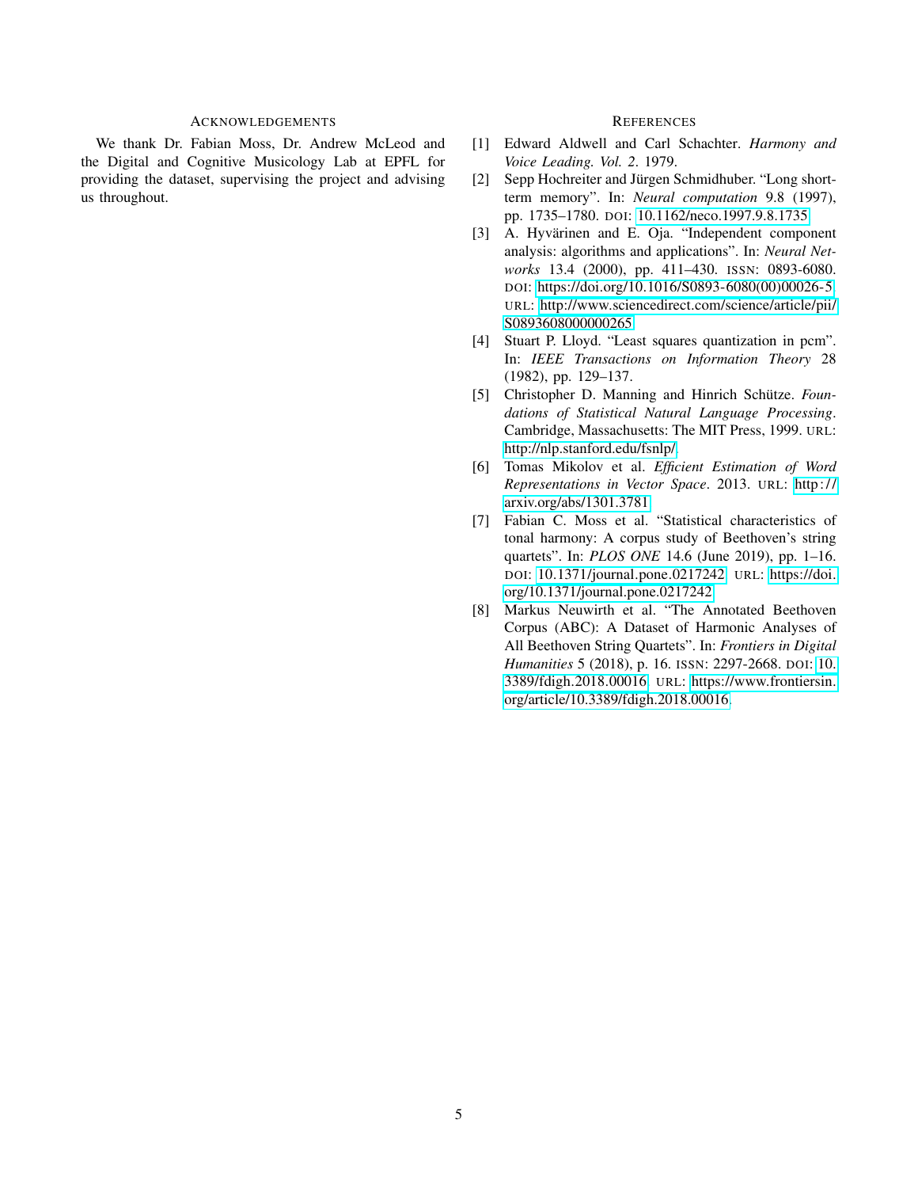## Acknowledgements

We thank Dr. Fabian Moss, Dr. Andrew McLeod and the Digital and Cognitive Musicology Lab at EPFL for providing the dataset, supervising the project and advising us throughout.

## References

[1] Edward Aldwell and Carl Schachter. *Harmony and Voice Leading. Vol. 2*. 1979.

[2] Sepp Hochreiter and Jürgen Schmidhuber. "Long short-term memory". In: *Neural computation* 9.8 (1997), pp. 1735–1780. DOI: 10.1162/neco.1997.9.8.1735.

[3] A. Hyvärinen and E. Oja. "Independent component analysis: algorithms and applications". In: *Neural Networks* 13.4 (2000), pp. 411–430. ISSN: 0893-6080. DOI: https://doi.org/10.1016/S0893-6080(00)00026-5. URL: http://www.sciencedirect.com/science/article/pii/S0893608000000265.

[4] Stuart P. Lloyd. "Least squares quantization in pcm". In: *IEEE Transactions on Information Theory* 28 (1982), pp. 129–137.

[5] Christopher D. Manning and Hinrich Schütze. *Foundations of Statistical Natural Language Processing*. Cambridge, Massachusetts: The MIT Press, 1999. URL: http://nlp.stanford.edu/fsnlp/.

[6] Tomas Mikolov et al. *Efficient Estimation of Word Representations in Vector Space*. 2013. URL: http://arxiv.org/abs/1301.3781.

[7] Fabian C. Moss et al. "Statistical characteristics of tonal harmony: A corpus study of Beethoven's string quartets". In: *PLOS ONE* 14.6 (June 2019), pp. 1–16. DOI: 10.1371/journal.pone.0217242. URL: https://doi.org/10.1371/journal.pone.0217242.

[8] Markus Neuwirth et al. "The Annotated Beethoven Corpus (ABC): A Dataset of Harmonic Analyses of All Beethoven String Quartets". In: *Frontiers in Digital Humanities* 5 (2018), p. 16. ISSN: 2297-2668. DOI: 10.3389/fdigh.2018.00016. URL: https://www.frontiersin.org/article/10.3389/fdigh.2018.00016.